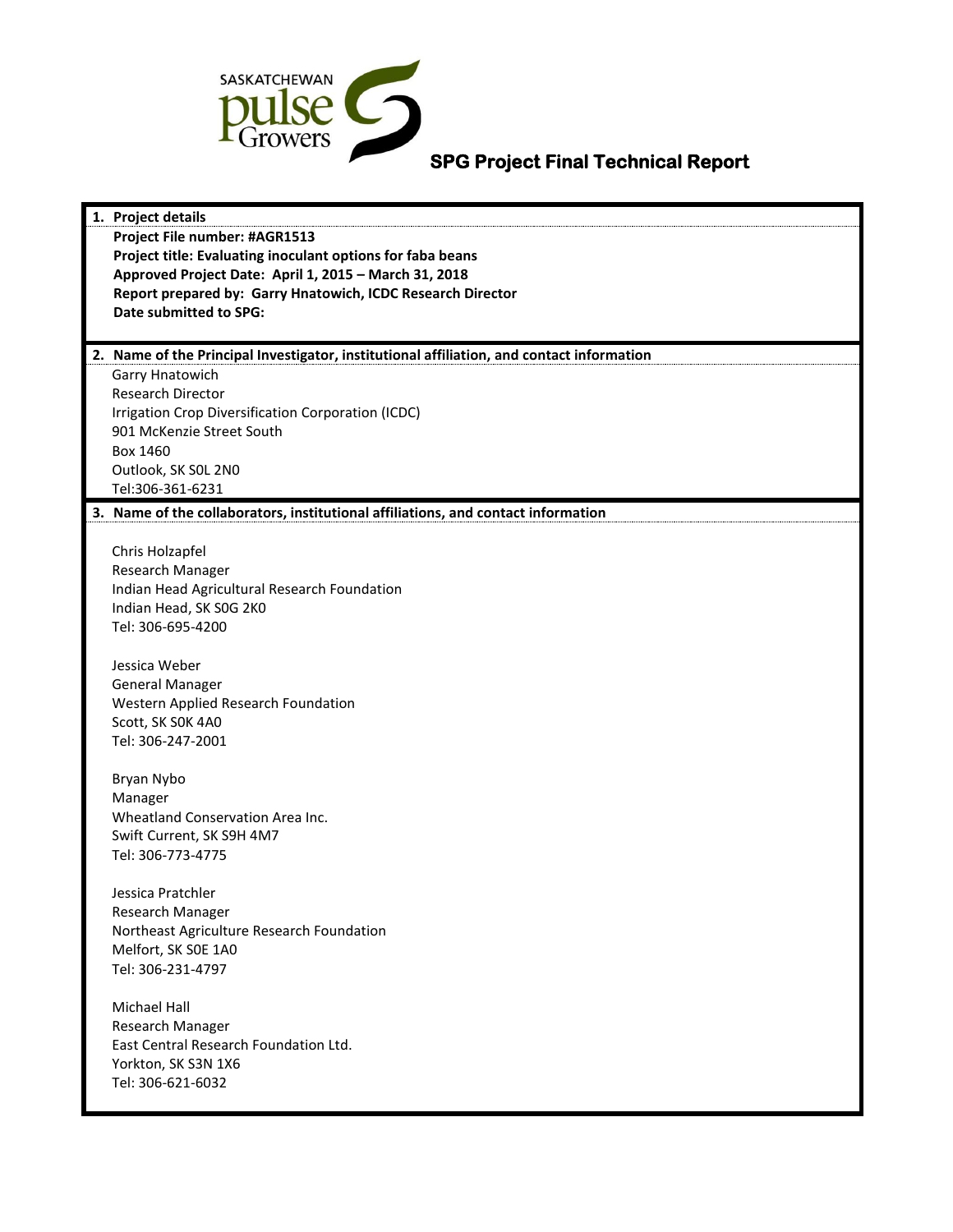SASKATCHEWAN pulse Growers

# SPG Project Final Technical Report

**1. Project details**

**Project File number: #AGR1513**
**Project title: Evaluating inoculant options for faba beans**
**Approved Project Date: April 1, 2015 – March 31, 2018**
**Report prepared by: Garry Hnatowich, ICDC Research Director**
**Date submitted to SPG:**

**2. Name of the Principal Investigator, institutional affiliation, and contact information**

Garry Hnatowich
Research Director
Irrigation Crop Diversification Corporation (ICDC)
901 McKenzie Street South
Box 1460
Outlook, SK S0L 2N0
Tel:306-361-6231

**3. Name of the collaborators, institutional affiliations, and contact information**

Chris Holzapfel
Research Manager
Indian Head Agricultural Research Foundation
Indian Head, SK S0G 2K0
Tel: 306-695-4200

Jessica Weber
General Manager
Western Applied Research Foundation
Scott, SK S0K 4A0
Tel: 306-247-2001

Bryan Nybo
Manager
Wheatland Conservation Area Inc.
Swift Current, SK S9H 4M7
Tel: 306-773-4775

Jessica Pratchler
Research Manager
Northeast Agriculture Research Foundation
Melfort, SK S0E 1A0
Tel: 306-231-4797

Michael Hall
Research Manager
East Central Research Foundation Ltd.
Yorkton, SK S3N 1X6
Tel: 306-621-6032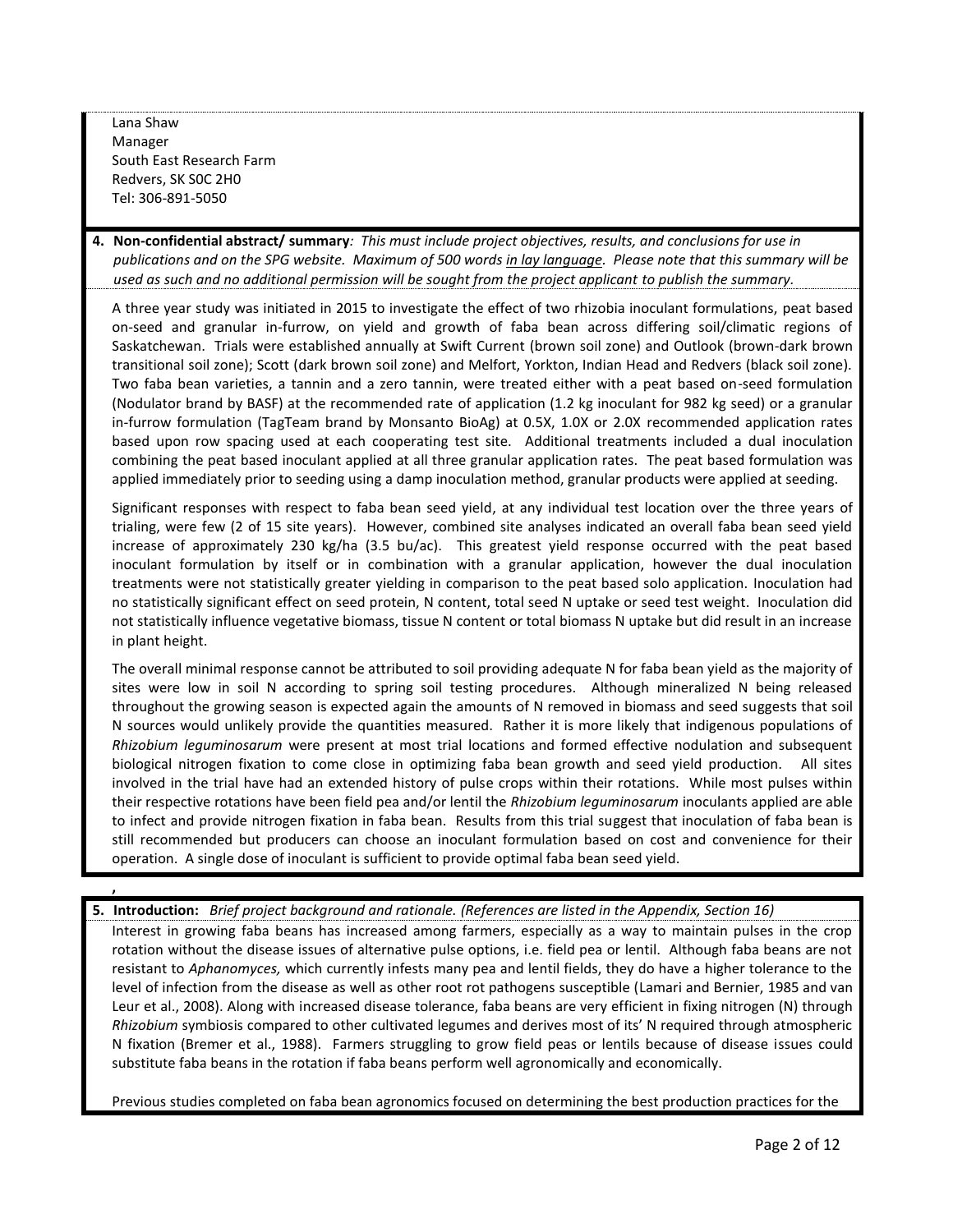Lana Shaw
Manager
South East Research Farm
Redvers, SK S0C 2H0
Tel: 306-891-5050

**4. Non-confidential abstract/ summary***: This must include project objectives, results, and conclusions for use in publications and on the SPG website. Maximum of 500 words in lay language. Please note that this summary will be used as such and no additional permission will be sought from the project applicant to publish the summary.*

A three year study was initiated in 2015 to investigate the effect of two rhizobia inoculant formulations, peat based on-seed and granular in-furrow, on yield and growth of faba bean across differing soil/climatic regions of Saskatchewan. Trials were established annually at Swift Current (brown soil zone) and Outlook (brown-dark brown transitional soil zone); Scott (dark brown soil zone) and Melfort, Yorkton, Indian Head and Redvers (black soil zone). Two faba bean varieties, a tannin and a zero tannin, were treated either with a peat based on-seed formulation (Nodulator brand by BASF) at the recommended rate of application (1.2 kg inoculant for 982 kg seed) or a granular in-furrow formulation (TagTeam brand by Monsanto BioAg) at 0.5X, 1.0X or 2.0X recommended application rates based upon row spacing used at each cooperating test site. Additional treatments included a dual inoculation combining the peat based inoculant applied at all three granular application rates. The peat based formulation was applied immediately prior to seeding using a damp inoculation method, granular products were applied at seeding.

Significant responses with respect to faba bean seed yield, at any individual test location over the three years of trialing, were few (2 of 15 site years). However, combined site analyses indicated an overall faba bean seed yield increase of approximately 230 kg/ha (3.5 bu/ac). This greatest yield response occurred with the peat based inoculant formulation by itself or in combination with a granular application, however the dual inoculation treatments were not statistically greater yielding in comparison to the peat based solo application. Inoculation had no statistically significant effect on seed protein, N content, total seed N uptake or seed test weight. Inoculation did not statistically influence vegetative biomass, tissue N content or total biomass N uptake but did result in an increase in plant height.

The overall minimal response cannot be attributed to soil providing adequate N for faba bean yield as the majority of sites were low in soil N according to spring soil testing procedures. Although mineralized N being released throughout the growing season is expected again the amounts of N removed in biomass and seed suggests that soil N sources would unlikely provide the quantities measured. Rather it is more likely that indigenous populations of *Rhizobium leguminosarum* were present at most trial locations and formed effective nodulation and subsequent biological nitrogen fixation to come close in optimizing faba bean growth and seed yield production. All sites involved in the trial have had an extended history of pulse crops within their rotations. While most pulses within their respective rotations have been field pea and/or lentil the *Rhizobium leguminosarum* inoculants applied are able to infect and provide nitrogen fixation in faba bean. Results from this trial suggest that inoculation of faba bean is still recommended but producers can choose an inoculant formulation based on cost and convenience for their operation. A single dose of inoculant is sufficient to provide optimal faba bean seed yield.

,

**5. Introduction:** *Brief project background and rationale. (References are listed in the Appendix, Section 16)*

Interest in growing faba beans has increased among farmers, especially as a way to maintain pulses in the crop rotation without the disease issues of alternative pulse options, i.e. field pea or lentil. Although faba beans are not resistant to *Aphanomyces,* which currently infests many pea and lentil fields, they do have a higher tolerance to the level of infection from the disease as well as other root rot pathogens susceptible (Lamari and Bernier, 1985 and van Leur et al., 2008). Along with increased disease tolerance, faba beans are very efficient in fixing nitrogen (N) through *Rhizobium* symbiosis compared to other cultivated legumes and derives most of its' N required through atmospheric N fixation (Bremer et al., 1988). Farmers struggling to grow field peas or lentils because of disease issues could substitute faba beans in the rotation if faba beans perform well agronomically and economically.

Previous studies completed on faba bean agronomics focused on determining the best production practices for the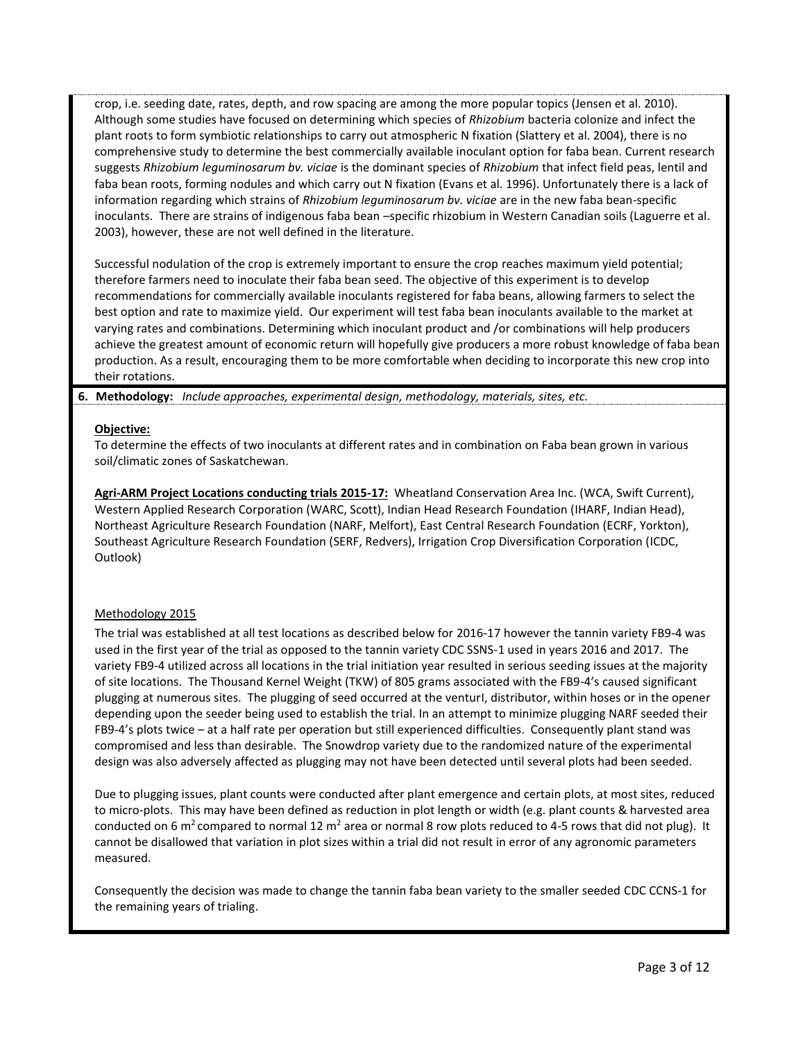crop, i.e. seeding date, rates, depth, and row spacing are among the more popular topics (Jensen et al. 2010). Although some studies have focused on determining which species of *Rhizobium* bacteria colonize and infect the plant roots to form symbiotic relationships to carry out atmospheric N fixation (Slattery et al. 2004), there is no comprehensive study to determine the best commercially available inoculant option for faba bean. Current research suggests *Rhizobium leguminosarum bv. viciae* is the dominant species of *Rhizobium* that infect field peas, lentil and faba bean roots, forming nodules and which carry out N fixation (Evans et al. 1996). Unfortunately there is a lack of information regarding which strains of *Rhizobium leguminosarum bv. viciae* are in the new faba bean-specific inoculants. There are strains of indigenous faba bean –specific rhizobium in Western Canadian soils (Laguerre et al. 2003), however, these are not well defined in the literature.

Successful nodulation of the crop is extremely important to ensure the crop reaches maximum yield potential; therefore farmers need to inoculate their faba bean seed. The objective of this experiment is to develop recommendations for commercially available inoculants registered for faba beans, allowing farmers to select the best option and rate to maximize yield. Our experiment will test faba bean inoculants available to the market at varying rates and combinations. Determining which inoculant product and /or combinations will help producers achieve the greatest amount of economic return will hopefully give producers a more robust knowledge of faba bean production. As a result, encouraging them to be more comfortable when deciding to incorporate this new crop into their rotations.

**6. Methodology:** *Include approaches, experimental design, methodology, materials, sites, etc.*

**Objective:**

To determine the effects of two inoculants at different rates and in combination on Faba bean grown in various soil/climatic zones of Saskatchewan.

**Agri-ARM Project Locations conducting trials 2015-17:** Wheatland Conservation Area Inc. (WCA, Swift Current), Western Applied Research Corporation (WARC, Scott), Indian Head Research Foundation (IHARF, Indian Head), Northeast Agriculture Research Foundation (NARF, Melfort), East Central Research Foundation (ECRF, Yorkton), Southeast Agriculture Research Foundation (SERF, Redvers), Irrigation Crop Diversification Corporation (ICDC, Outlook)

Methodology 2015

The trial was established at all test locations as described below for 2016-17 however the tannin variety FB9-4 was used in the first year of the trial as opposed to the tannin variety CDC SSNS-1 used in years 2016 and 2017. The variety FB9-4 utilized across all locations in the trial initiation year resulted in serious seeding issues at the majority of site locations. The Thousand Kernel Weight (TKW) of 805 grams associated with the FB9-4's caused significant plugging at numerous sites. The plugging of seed occurred at the venturI, distributor, within hoses or in the opener depending upon the seeder being used to establish the trial. In an attempt to minimize plugging NARF seeded their FB9-4's plots twice – at a half rate per operation but still experienced difficulties. Consequently plant stand was compromised and less than desirable. The Snowdrop variety due to the randomized nature of the experimental design was also adversely affected as plugging may not have been detected until several plots had been seeded.

Due to plugging issues, plant counts were conducted after plant emergence and certain plots, at most sites, reduced to micro-plots. This may have been defined as reduction in plot length or width (e.g. plant counts & harvested area conducted on 6 $m^2$ compared to normal 12 $m^2$ area or normal 8 row plots reduced to 4-5 rows that did not plug). It cannot be disallowed that variation in plot sizes within a trial did not result in error of any agronomic parameters measured.

Consequently the decision was made to change the tannin faba bean variety to the smaller seeded CDC CCNS-1 for the remaining years of trialing.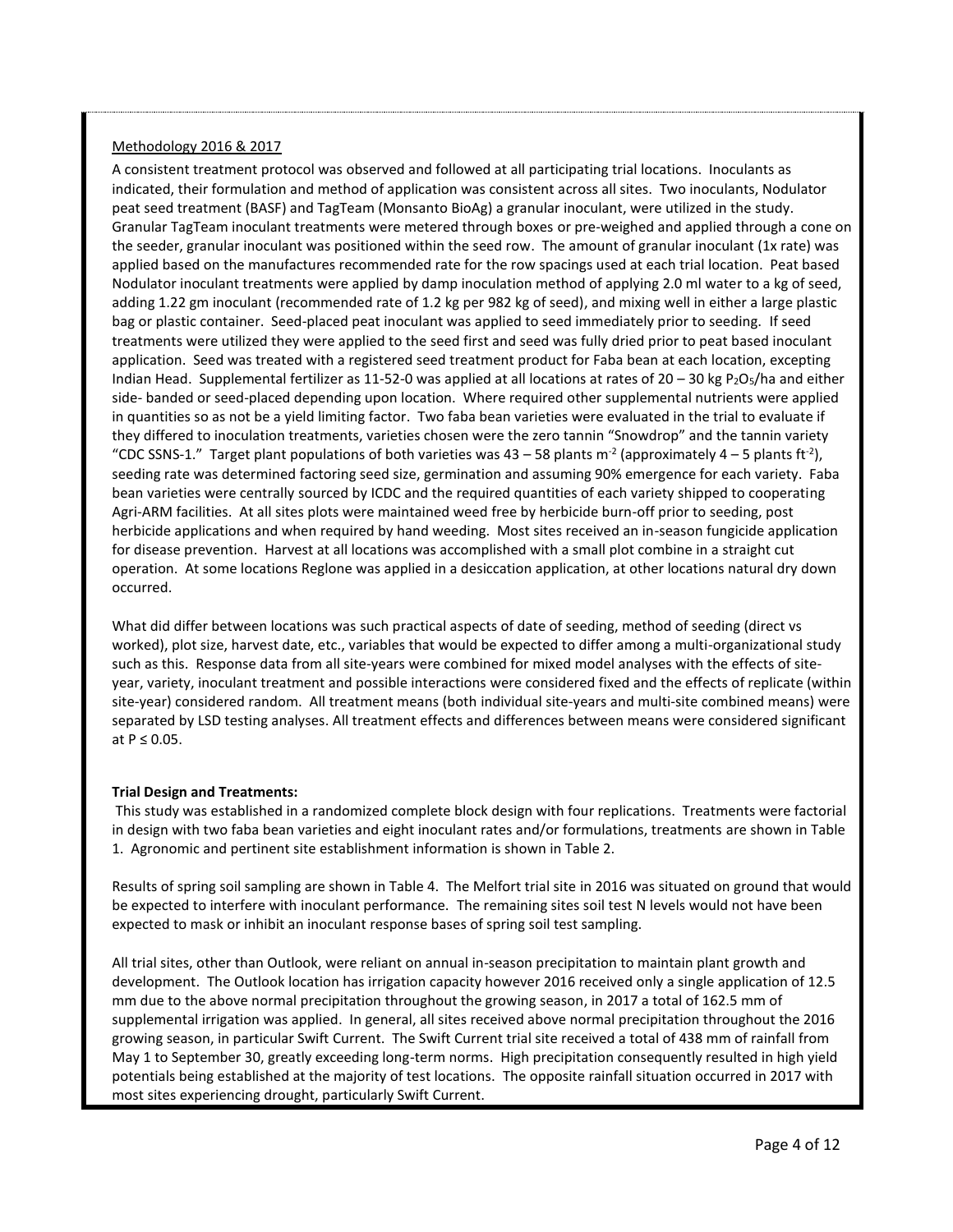Methodology 2016 & 2017

A consistent treatment protocol was observed and followed at all participating trial locations. Inoculants as indicated, their formulation and method of application was consistent across all sites. Two inoculants, Nodulator peat seed treatment (BASF) and TagTeam (Monsanto BioAg) a granular inoculant, were utilized in the study. Granular TagTeam inoculant treatments were metered through boxes or pre-weighed and applied through a cone on the seeder, granular inoculant was positioned within the seed row. The amount of granular inoculant (1x rate) was applied based on the manufactures recommended rate for the row spacings used at each trial location. Peat based Nodulator inoculant treatments were applied by damp inoculation method of applying 2.0 ml water to a kg of seed, adding 1.22 gm inoculant (recommended rate of 1.2 kg per 982 kg of seed), and mixing well in either a large plastic bag or plastic container. Seed-placed peat inoculant was applied to seed immediately prior to seeding. If seed treatments were utilized they were applied to the seed first and seed was fully dried prior to peat based inoculant application. Seed was treated with a registered seed treatment product for Faba bean at each location, excepting Indian Head. Supplemental fertilizer as 11-52-0 was applied at all locations at rates of 20 – 30 kg $P_2O_5$/ha and either side- banded or seed-placed depending upon location. Where required other supplemental nutrients were applied in quantities so as not be a yield limiting factor. Two faba bean varieties were evaluated in the trial to evaluate if they differed to inoculation treatments, varieties chosen were the zero tannin "Snowdrop" and the tannin variety "CDC SSNS-1." Target plant populations of both varieties was 43 – 58 plants $m^{-2}$ (approximately 4 – 5 plants $ft^{-2}$), seeding rate was determined factoring seed size, germination and assuming 90% emergence for each variety. Faba bean varieties were centrally sourced by ICDC and the required quantities of each variety shipped to cooperating Agri-ARM facilities. At all sites plots were maintained weed free by herbicide burn-off prior to seeding, post herbicide applications and when required by hand weeding. Most sites received an in-season fungicide application for disease prevention. Harvest at all locations was accomplished with a small plot combine in a straight cut operation. At some locations Reglone was applied in a desiccation application, at other locations natural dry down occurred.

What did differ between locations was such practical aspects of date of seeding, method of seeding (direct vs worked), plot size, harvest date, etc., variables that would be expected to differ among a multi-organizational study such as this. Response data from all site-years were combined for mixed model analyses with the effects of site-year, variety, inoculant treatment and possible interactions were considered fixed and the effects of replicate (within site-year) considered random. All treatment means (both individual site-years and multi-site combined means) were separated by LSD testing analyses. All treatment effects and differences between means were considered significant at $P \leq 0.05$.

**Trial Design and Treatments:**

This study was established in a randomized complete block design with four replications. Treatments were factorial in design with two faba bean varieties and eight inoculant rates and/or formulations, treatments are shown in Table 1. Agronomic and pertinent site establishment information is shown in Table 2.

Results of spring soil sampling are shown in Table 4. The Melfort trial site in 2016 was situated on ground that would be expected to interfere with inoculant performance. The remaining sites soil test N levels would not have been expected to mask or inhibit an inoculant response bases of spring soil test sampling.

All trial sites, other than Outlook, were reliant on annual in-season precipitation to maintain plant growth and development. The Outlook location has irrigation capacity however 2016 received only a single application of 12.5 mm due to the above normal precipitation throughout the growing season, in 2017 a total of 162.5 mm of supplemental irrigation was applied. In general, all sites received above normal precipitation throughout the 2016 growing season, in particular Swift Current. The Swift Current trial site received a total of 438 mm of rainfall from May 1 to September 30, greatly exceeding long-term norms. High precipitation consequently resulted in high yield potentials being established at the majority of test locations. The opposite rainfall situation occurred in 2017 with most sites experiencing drought, particularly Swift Current.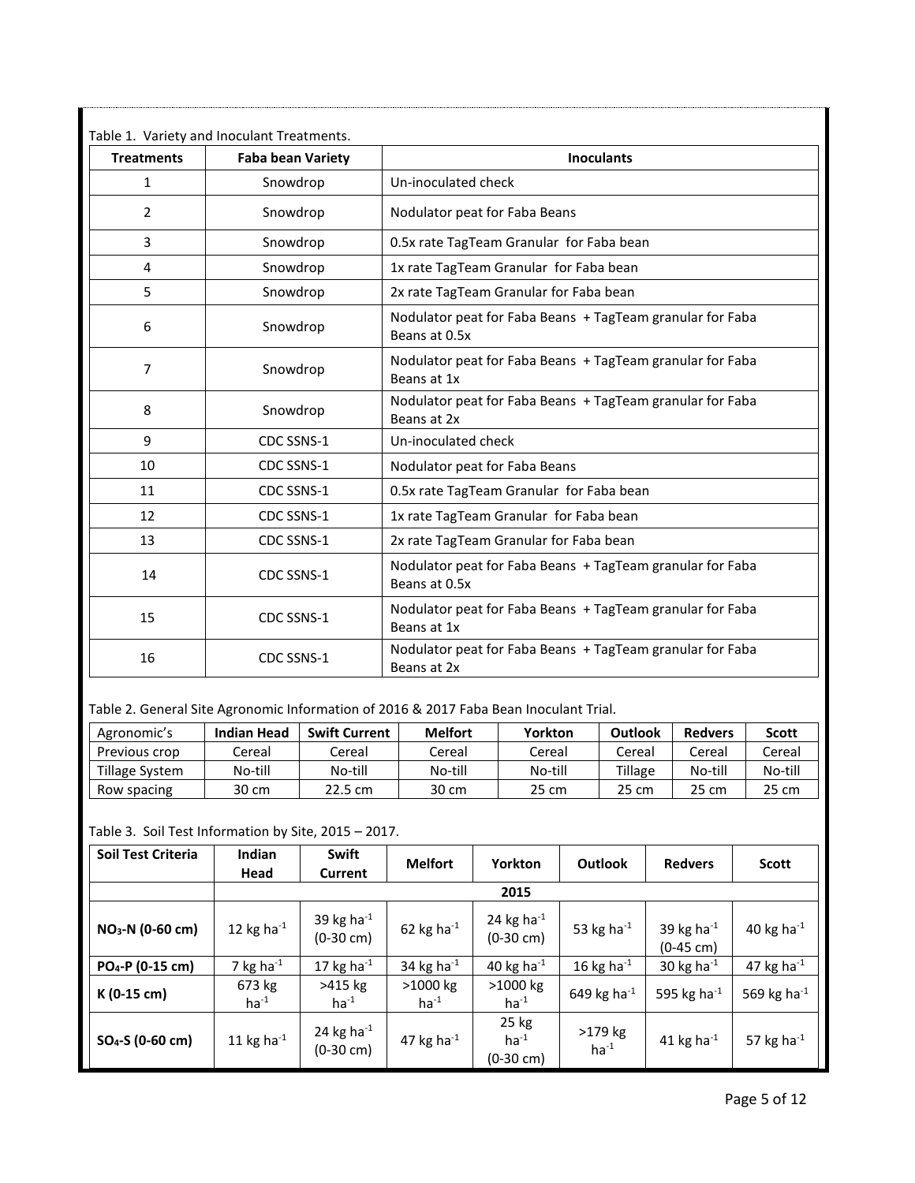Table 1. Variety and Inoculant Treatments.

| Treatments | Faba bean Variety | Inoculants |
|---|---|---|
| 1 | Snowdrop | Un-inoculated check |
| 2 | Snowdrop | Nodulator peat for Faba Beans |
| 3 | Snowdrop | 0.5x rate TagTeam Granular for Faba bean |
| 4 | Snowdrop | 1x rate TagTeam Granular for Faba bean |
| 5 | Snowdrop | 2x rate TagTeam Granular for Faba bean |
| 6 | Snowdrop | Nodulator peat for Faba Beans + TagTeam granular for Faba Beans at 0.5x |
| 7 | Snowdrop | Nodulator peat for Faba Beans + TagTeam granular for Faba Beans at 1x |
| 8 | Snowdrop | Nodulator peat for Faba Beans + TagTeam granular for Faba Beans at 2x |
| 9 | CDC SSNS-1 | Un-inoculated check |
| 10 | CDC SSNS-1 | Nodulator peat for Faba Beans |
| 11 | CDC SSNS-1 | 0.5x rate TagTeam Granular for Faba bean |
| 12 | CDC SSNS-1 | 1x rate TagTeam Granular for Faba bean |
| 13 | CDC SSNS-1 | 2x rate TagTeam Granular for Faba bean |
| 14 | CDC SSNS-1 | Nodulator peat for Faba Beans + TagTeam granular for Faba Beans at 0.5x |
| 15 | CDC SSNS-1 | Nodulator peat for Faba Beans + TagTeam granular for Faba Beans at 1x |
| 16 | CDC SSNS-1 | Nodulator peat for Faba Beans + TagTeam granular for Faba Beans at 2x |

Table 2. General Site Agronomic Information of 2016 & 2017 Faba Bean Inoculant Trial.

| Agronomic's | Indian Head | Swift Current | Melfort | Yorkton | Outlook | Redvers | Scott |
|---|---|---|---|---|---|---|---|
| Previous crop | Cereal | Cereal | Cereal | Cereal | Cereal | Cereal | Cereal |
| Tillage System | No-till | No-till | No-till | No-till | Tillage | No-till | No-till |
| Row spacing | 30 cm | 22.5 cm | 30 cm | 25 cm | 25 cm | 25 cm | 25 cm |

Table 3. Soil Test Information by Site, 2015 – 2017.

| Soil Test Criteria | Indian Head | Swift Current | Melfort | Yorkton | Outlook | Redvers | Scott |
|---|---|---|---|---|---|---|---|
| | | | | 2015 | | | |
| $NO_3$-N (0-60 cm) | 12 kg $ha^{-1}$ | 39 kg $ha^{-1}$ (0-30 cm) | 62 kg $ha^{-1}$ | 24 kg $ha^{-1}$ (0-30 cm) | 53 kg $ha^{-1}$ | 39 kg $ha^{-1}$ (0-45 cm) | 40 kg $ha^{-1}$ |
| $PO_4$-P (0-15 cm) | 7 kg $ha^{-1}$ | 17 kg $ha^{-1}$ | 34 kg $ha^{-1}$ | 40 kg $ha^{-1}$ | 16 kg $ha^{-1}$ | 30 kg $ha^{-1}$ | 47 kg $ha^{-1}$ |
| K (0-15 cm) | 673 kg $ha^{-1}$ | >415 kg $ha^{-1}$ | >1000 kg $ha^{-1}$ | >1000 kg $ha^{-1}$ | 649 kg $ha^{-1}$ | 595 kg $ha^{-1}$ | 569 kg $ha^{-1}$ |
| $SO_4$-S (0-60 cm) | 11 kg $ha^{-1}$ | 24 kg $ha^{-1}$ (0-30 cm) | 47 kg $ha^{-1}$ | 25 kg $ha^{-1}$ (0-30 cm) | >179 kg $ha^{-1}$ | 41 kg $ha^{-1}$ | 57 kg $ha^{-1}$ |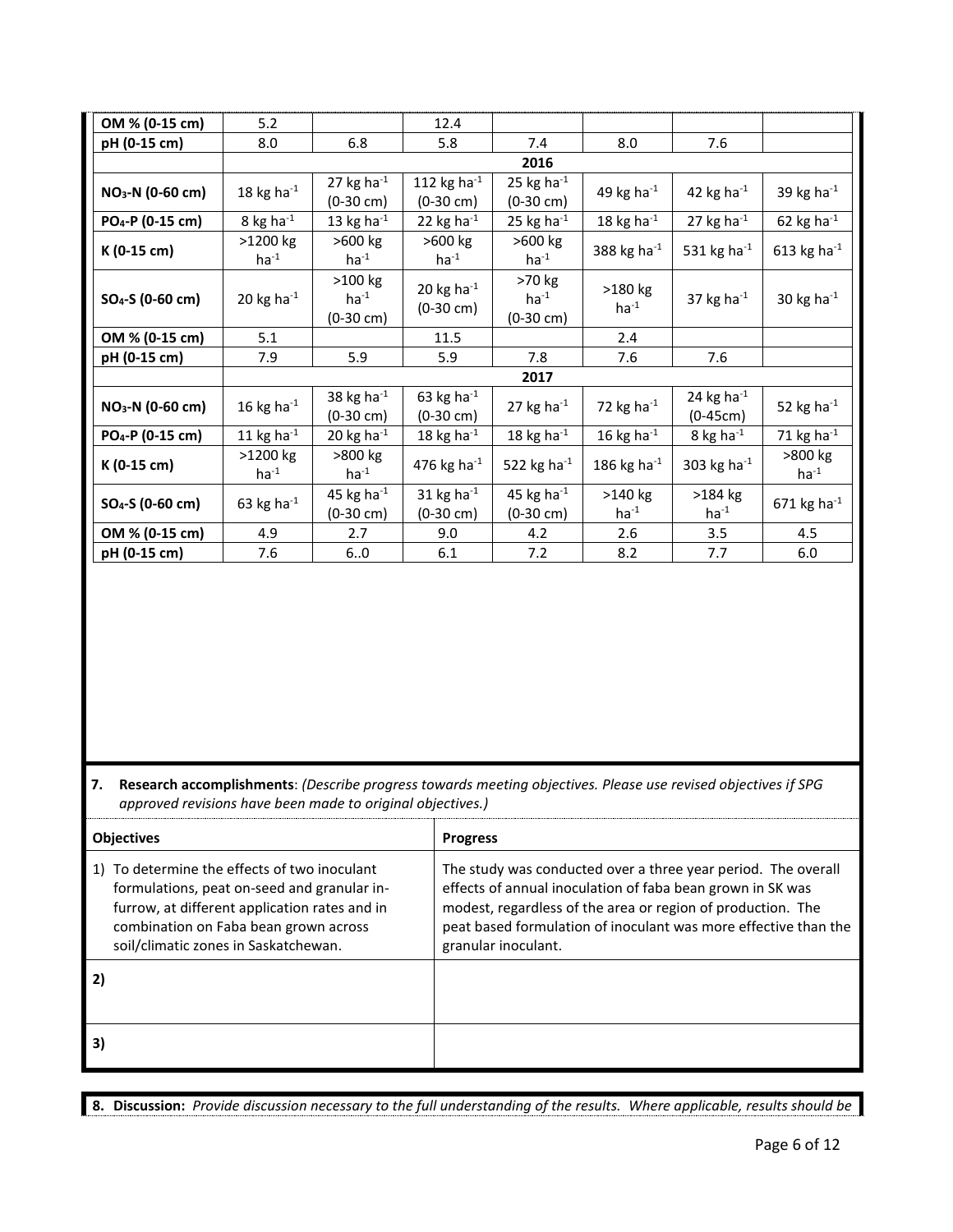| | | | | | | | |
|---|---|---|---|---|---|---|---|
| OM % (0-15 cm) | 5.2 | | 12.4 | | | | |
| pH (0-15 cm) | 8.0 | 6.8 | 5.8 | 7.4 | 8.0 | 7.6 | |
| | 2016 | | | | | | |
| $NO_3$-N (0-60 cm) | 18 kg $ha^{-1}$ | 27 kg $ha^{-1}$ (0-30 cm) | 112 kg $ha^{-1}$ (0-30 cm) | 25 kg $ha^{-1}$ (0-30 cm) | 49 kg $ha^{-1}$ | 42 kg $ha^{-1}$ | 39 kg $ha^{-1}$ |
| $PO_4$-P (0-15 cm) | 8 kg $ha^{-1}$ | 13 kg $ha^{-1}$ | 22 kg $ha^{-1}$ | 25 kg $ha^{-1}$ | 18 kg $ha^{-1}$ | 27 kg $ha^{-1}$ | 62 kg $ha^{-1}$ |
| K (0-15 cm) | >1200 kg $ha^{-1}$ | >600 kg $ha^{-1}$ | >600 kg $ha^{-1}$ | >600 kg $ha^{-1}$ | 388 kg $ha^{-1}$ | 531 kg $ha^{-1}$ | 613 kg $ha^{-1}$ |
| $SO_4$-S (0-60 cm) | 20 kg $ha^{-1}$ | >100 kg $ha^{-1}$ (0-30 cm) | 20 kg $ha^{-1}$ (0-30 cm) | >70 kg $ha^{-1}$ (0-30 cm) | >180 kg $ha^{-1}$ | 37 kg $ha^{-1}$ | 30 kg $ha^{-1}$ |
| OM % (0-15 cm) | 5.1 | | 11.5 | | 2.4 | | |
| pH (0-15 cm) | 7.9 | 5.9 | 5.9 | 7.8 | 7.6 | 7.6 | |
| | 2017 | | | | | | |
| $NO_3$-N (0-60 cm) | 16 kg $ha^{-1}$ | 38 kg $ha^{-1}$ (0-30 cm) | 63 kg $ha^{-1}$ (0-30 cm) | 27 kg $ha^{-1}$ | 72 kg $ha^{-1}$ | 24 kg $ha^{-1}$ (0-45cm) | 52 kg $ha^{-1}$ |
| $PO_4$-P (0-15 cm) | 11 kg $ha^{-1}$ | 20 kg $ha^{-1}$ | 18 kg $ha^{-1}$ | 18 kg $ha^{-1}$ | 16 kg $ha^{-1}$ | 8 kg $ha^{-1}$ | 71 kg $ha^{-1}$ |
| K (0-15 cm) | >1200 kg $ha^{-1}$ | >800 kg $ha^{-1}$ | 476 kg $ha^{-1}$ | 522 kg $ha^{-1}$ | 186 kg $ha^{-1}$ | 303 kg $ha^{-1}$ | >800 kg $ha^{-1}$ |
| $SO_4$-S (0-60 cm) | 63 kg $ha^{-1}$ | 45 kg $ha^{-1}$ (0-30 cm) | 31 kg $ha^{-1}$ (0-30 cm) | 45 kg $ha^{-1}$ (0-30 cm) | >140 kg $ha^{-1}$ | >184 kg $ha^{-1}$ | 671 kg $ha^{-1}$ |
| OM % (0-15 cm) | 4.9 | 2.7 | 9.0 | 4.2 | 2.6 | 3.5 | 4.5 |
| pH (0-15 cm) | 7.6 | 6..0 | 6.1 | 7.2 | 8.2 | 7.7 | 6.0 |

**7. Research accomplishments**: *(Describe progress towards meeting objectives. Please use revised objectives if SPG approved revisions have been made to original objectives.)*

| Objectives | Progress |
|---|---|
| 1) To determine the effects of two inoculant formulations, peat on-seed and granular in-furrow, at different application rates and in combination on Faba bean grown across soil/climatic zones in Saskatchewan. | The study was conducted over a three year period. The overall effects of annual inoculation of faba bean grown in SK was modest, regardless of the area or region of production. The peat based formulation of inoculant was more effective than the granular inoculant. |
| **2)** | |
| **3)** | |

**8. Discussion:** *Provide discussion necessary to the full understanding of the results. Where applicable, results should be*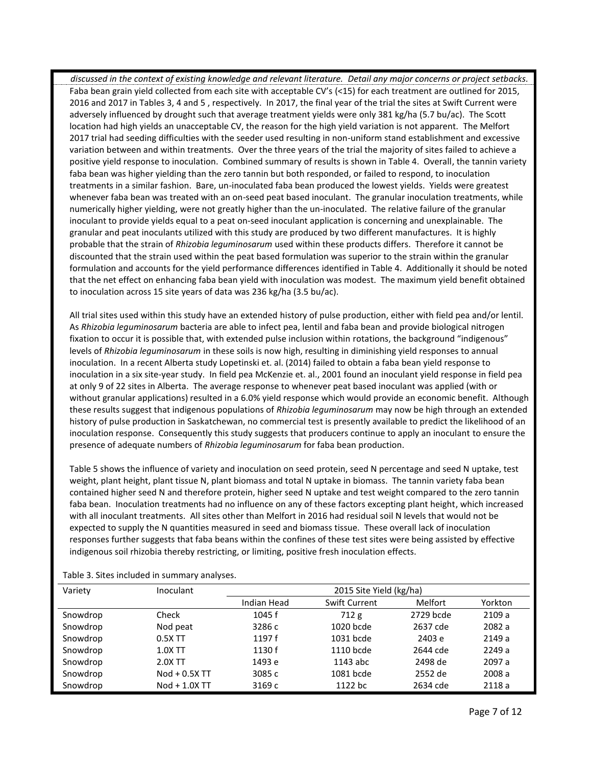*discussed in the context of existing knowledge and relevant literature. Detail any major concerns or project setbacks.*

Faba bean grain yield collected from each site with acceptable CV's (<15) for each treatment are outlined for 2015, 2016 and 2017 in Tables 3, 4 and 5 , respectively. In 2017, the final year of the trial the sites at Swift Current were adversely influenced by drought such that average treatment yields were only 381 kg/ha (5.7 bu/ac). The Scott location had high yields an unacceptable CV, the reason for the high yield variation is not apparent. The Melfort 2017 trial had seeding difficulties with the seeder used resulting in non-uniform stand establishment and excessive variation between and within treatments. Over the three years of the trial the majority of sites failed to achieve a positive yield response to inoculation. Combined summary of results is shown in Table 4. Overall, the tannin variety faba bean was higher yielding than the zero tannin but both responded, or failed to respond, to inoculation treatments in a similar fashion. Bare, un-inoculated faba bean produced the lowest yields. Yields were greatest whenever faba bean was treated with an on-seed peat based inoculant. The granular inoculation treatments, while numerically higher yielding, were not greatly higher than the un-inoculated. The relative failure of the granular inoculant to provide yields equal to a peat on-seed inoculant application is concerning and unexplainable. The granular and peat inoculants utilized with this study are produced by two different manufactures. It is highly probable that the strain of *Rhizobia leguminosarum* used within these products differs. Therefore it cannot be discounted that the strain used within the peat based formulation was superior to the strain within the granular formulation and accounts for the yield performance differences identified in Table 4. Additionally it should be noted that the net effect on enhancing faba bean yield with inoculation was modest. The maximum yield benefit obtained to inoculation across 15 site years of data was 236 kg/ha (3.5 bu/ac).

All trial sites used within this study have an extended history of pulse production, either with field pea and/or lentil. As *Rhizobia leguminosarum* bacteria are able to infect pea, lentil and faba bean and provide biological nitrogen fixation to occur it is possible that, with extended pulse inclusion within rotations, the background "indigenous" levels of *Rhizobia leguminosarum* in these soils is now high, resulting in diminishing yield responses to annual inoculation. In a recent Alberta study Lopetinski et. al. (2014) failed to obtain a faba bean yield response to inoculation in a six site-year study. In field pea McKenzie et. al., 2001 found an inoculant yield response in field pea at only 9 of 22 sites in Alberta. The average response to whenever peat based inoculant was applied (with or without granular applications) resulted in a 6.0% yield response which would provide an economic benefit. Although these results suggest that indigenous populations of *Rhizobia leguminosarum* may now be high through an extended history of pulse production in Saskatchewan, no commercial test is presently available to predict the likelihood of an inoculation response. Consequently this study suggests that producers continue to apply an inoculant to ensure the presence of adequate numbers of *Rhizobia leguminosarum* for faba bean production.

Table 5 shows the influence of variety and inoculation on seed protein, seed N percentage and seed N uptake, test weight, plant height, plant tissue N, plant biomass and total N uptake in biomass. The tannin variety faba bean contained higher seed N and therefore protein, higher seed N uptake and test weight compared to the zero tannin faba bean. Inoculation treatments had no influence on any of these factors excepting plant height, which increased with all inoculant treatments. All sites other than Melfort in 2016 had residual soil N levels that would not be expected to supply the N quantities measured in seed and biomass tissue. These overall lack of inoculation responses further suggests that faba beans within the confines of these test sites were being assisted by effective indigenous soil rhizobia thereby restricting, or limiting, positive fresh inoculation effects.

Table 3. Sites included in summary analyses.

| Variety | Inoculant | 2015 Site Yield (kg/ha) | | | |
|---|---|---|---|---|---|
| | | Indian Head | Swift Current | Melfort | Yorkton |
| Snowdrop | Check | 1045 f | 712 g | 2729 bcde | 2109 a |
| Snowdrop | Nod peat | 3286 c | 1020 bcde | 2637 cde | 2082 a |
| Snowdrop | 0.5X TT | 1197 f | 1031 bcde | 2403 e | 2149 a |
| Snowdrop | 1.0X TT | 1130 f | 1110 bcde | 2644 cde | 2249 a |
| Snowdrop | 2.0X TT | 1493 e | 1143 abc | 2498 de | 2097 a |
| Snowdrop | Nod + 0.5X TT | 3085 c | 1081 bcde | 2552 de | 2008 a |
| Snowdrop | Nod + 1.0X TT | 3169 c | 1122 bc | 2634 cde | 2118 a |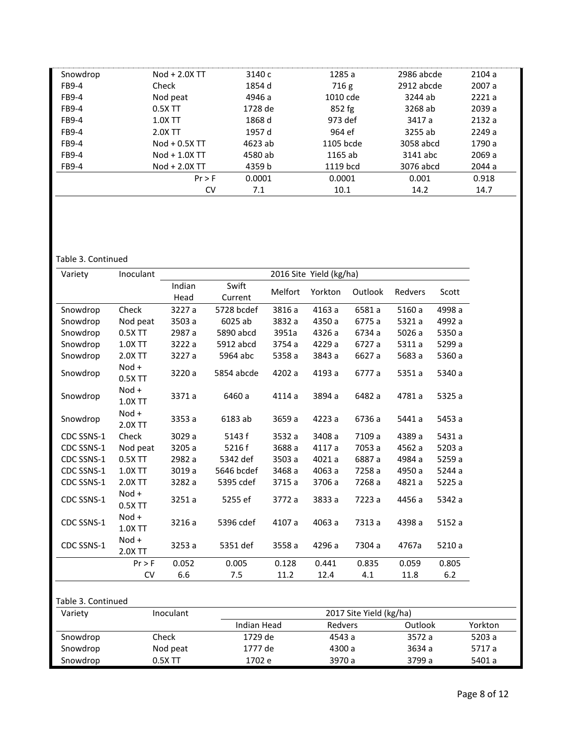| | | | | | |
|---|---|---|---|---|---|
| Snowdrop | Nod + 2.0X TT | 3140 c | 1285 a | 2986 abcde | 2104 a |
| FB9-4 | Check | 1854 d | 716 g | 2912 abcde | 2007 a |
| FB9-4 | Nod peat | 4946 a | 1010 cde | 3244 ab | 2221 a |
| FB9-4 | 0.5X TT | 1728 de | 852 fg | 3268 ab | 2039 a |
| FB9-4 | 1.0X TT | 1868 d | 973 def | 3417 a | 2132 a |
| FB9-4 | 2.0X TT | 1957 d | 964 ef | 3255 ab | 2249 a |
| FB9-4 | Nod + 0.5X TT | 4623 ab | 1105 bcde | 3058 abcd | 1790 a |
| FB9-4 | Nod + 1.0X TT | 4580 ab | 1165 ab | 3141 abc | 2069 a |
| FB9-4 | Nod + 2.0X TT | 4359 b | 1119 bcd | 3076 abcd | 2044 a |
| | Pr > F | 0.0001 | 0.0001 | 0.001 | 0.918 |
| | CV | 7.1 | 10.1 | 14.2 | 14.7 |

Table 3. Continued

| Variety | Inoculant | 2016 Site Yield (kg/ha) | | | | | | |
|---|---|---|---|---|---|---|---|---|
| | | Indian Head | Swift Current | Melfort | Yorkton | Outlook | Redvers | Scott |
| Snowdrop | Check | 3227 a | 5728 bcdef | 3816 a | 4163 a | 6581 a | 5160 a | 4998 a |
| Snowdrop | Nod peat | 3503 a | 6025 ab | 3832 a | 4350 a | 6775 a | 5321 a | 4992 a |
| Snowdrop | 0.5X TT | 2987 a | 5890 abcd | 3951a | 4326 a | 6734 a | 5026 a | 5350 a |
| Snowdrop | 1.0X TT | 3222 a | 5912 abcd | 3754 a | 4229 a | 6727 a | 5311 a | 5299 a |
| Snowdrop | 2.0X TT | 3227 a | 5964 abc | 5358 a | 3843 a | 6627 a | 5683 a | 5360 a |
| Snowdrop | Nod + 0.5X TT | 3220 a | 5854 abcde | 4202 a | 4193 a | 6777 a | 5351 a | 5340 a |
| Snowdrop | Nod + 1.0X TT | 3371 a | 6460 a | 4114 a | 3894 a | 6482 a | 4781 a | 5325 a |
| Snowdrop | Nod + 2.0X TT | 3353 a | 6183 ab | 3659 a | 4223 a | 6736 a | 5441 a | 5453 a |
| CDC SSNS-1 | Check | 3029 a | 5143 f | 3532 a | 3408 a | 7109 a | 4389 a | 5431 a |
| CDC SSNS-1 | Nod peat | 3205 a | 5216 f | 3688 a | 4117 a | 7053 a | 4562 a | 5203 a |
| CDC SSNS-1 | 0.5X TT | 2982 a | 5342 def | 3503 a | 4021 a | 6887 a | 4984 a | 5259 a |
| CDC SSNS-1 | 1.0X TT | 3019 a | 5646 bcdef | 3468 a | 4063 a | 7258 a | 4950 a | 5244 a |
| CDC SSNS-1 | 2.0X TT | 3282 a | 5395 cdef | 3715 a | 3706 a | 7268 a | 4821 a | 5225 a |
| CDC SSNS-1 | Nod + 0.5X TT | 3251 a | 5255 ef | 3772 a | 3833 a | 7223 a | 4456 a | 5342 a |
| CDC SSNS-1 | Nod + 1.0X TT | 3216 a | 5396 cdef | 4107 a | 4063 a | 7313 a | 4398 a | 5152 a |
| CDC SSNS-1 | Nod + 2.0X TT | 3253 a | 5351 def | 3558 a | 4296 a | 7304 a | 4767a | 5210 a |
| | Pr > F | 0.052 | 0.005 | 0.128 | 0.441 | 0.835 | 0.059 | 0.805 |
| | CV | 6.6 | 7.5 | 11.2 | 12.4 | 4.1 | 11.8 | 6.2 |

Table 3. Continued

| Variety | Inoculant | 2017 Site Yield (kg/ha) | | | |
|---|---|---|---|---|---|
| | | Indian Head | Redvers | Outlook | Yorkton |
| Snowdrop | Check | 1729 de | 4543 a | 3572 a | 5203 a |
| Snowdrop | Nod peat | 1777 de | 4300 a | 3634 a | 5717 a |
| Snowdrop | 0.5X TT | 1702 e | 3970 a | 3799 a | 5401 a |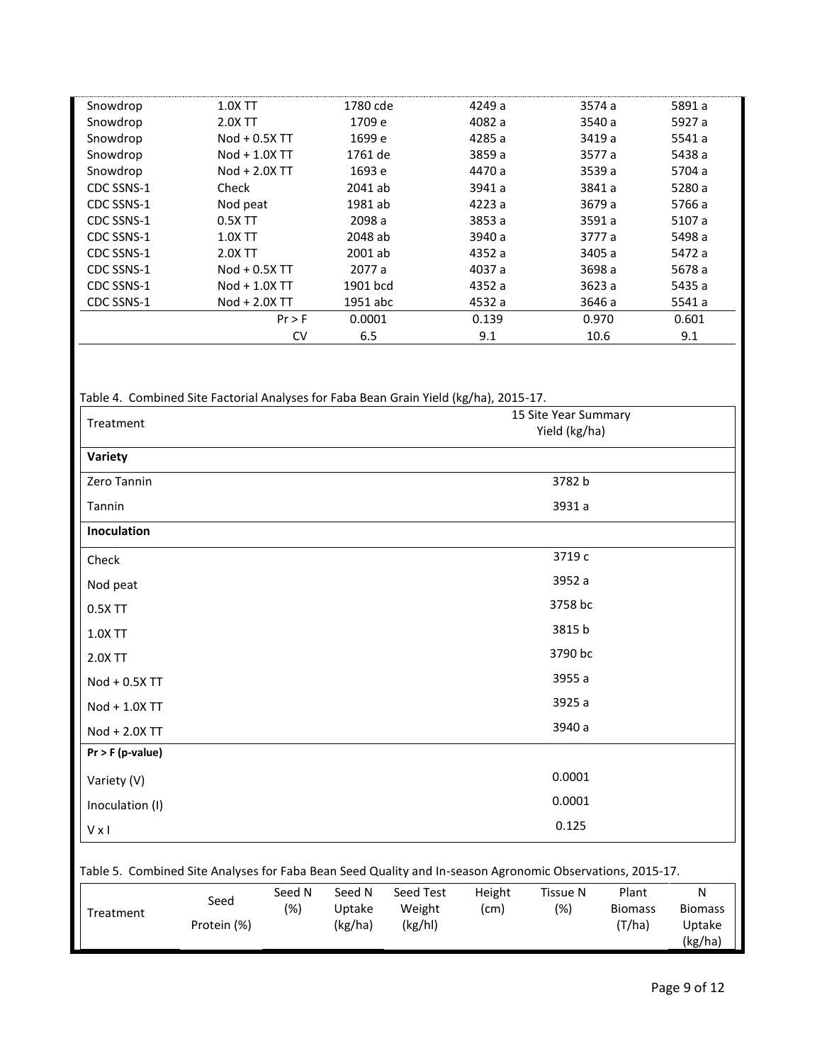| | | | | | |
|---|---|---|---|---|---|
| Snowdrop | 1.0X TT | 1780 cde | 4249 a | 3574 a | 5891 a |
| Snowdrop | 2.0X TT | 1709 e | 4082 a | 3540 a | 5927 a |
| Snowdrop | Nod + 0.5X TT | 1699 e | 4285 a | 3419 a | 5541 a |
| Snowdrop | Nod + 1.0X TT | 1761 de | 3859 a | 3577 a | 5438 a |
| Snowdrop | Nod + 2.0X TT | 1693 e | 4470 a | 3539 a | 5704 a |
| CDC SSNS-1 | Check | 2041 ab | 3941 a | 3841 a | 5280 a |
| CDC SSNS-1 | Nod peat | 1981 ab | 4223 a | 3679 a | 5766 a |
| CDC SSNS-1 | 0.5X TT | 2098 a | 3853 a | 3591 a | 5107 a |
| CDC SSNS-1 | 1.0X TT | 2048 ab | 3940 a | 3777 a | 5498 a |
| CDC SSNS-1 | 2.0X TT | 2001 ab | 4352 a | 3405 a | 5472 a |
| CDC SSNS-1 | Nod + 0.5X TT | 2077 a | 4037 a | 3698 a | 5678 a |
| CDC SSNS-1 | Nod + 1.0X TT | 1901 bcd | 4352 a | 3623 a | 5435 a |
| CDC SSNS-1 | Nod + 2.0X TT | 1951 abc | 4532 a | 3646 a | 5541 a |
| | Pr > F | 0.0001 | 0.139 | 0.970 | 0.601 |
| | CV | 6.5 | 9.1 | 10.6 | 9.1 |

Table 4. Combined Site Factorial Analyses for Faba Bean Grain Yield (kg/ha), 2015-17.

| Treatment | 15 Site Year Summary Yield (kg/ha) |
|---|---|
| **Variety** | |
| Zero Tannin | 3782 b |
| Tannin | 3931 a |
| **Inoculation** | |
| Check | 3719 c |
| Nod peat | 3952 a |
| 0.5X TT | 3758 bc |
| 1.0X TT | 3815 b |
| 2.0X TT | 3790 bc |
| Nod + 0.5X TT | 3955 a |
| Nod + 1.0X TT | 3925 a |
| Nod + 2.0X TT | 3940 a |
| **Pr > F (p-value)** | |
| Variety (V) | 0.0001 |
| Inoculation (I) | 0.0001 |
| V x I | 0.125 |

Table 5. Combined Site Analyses for Faba Bean Seed Quality and In-season Agronomic Observations, 2015-17.

| Treatment | Seed Protein (%) | Seed N (%) | Seed N Uptake (kg/ha) | Seed Test Weight (kg/hl) | Height (cm) | Tissue N (%) | Plant Biomass (T/ha) | N Biomass Uptake (kg/ha) |
|---|---|---|---|---|---|---|---|---|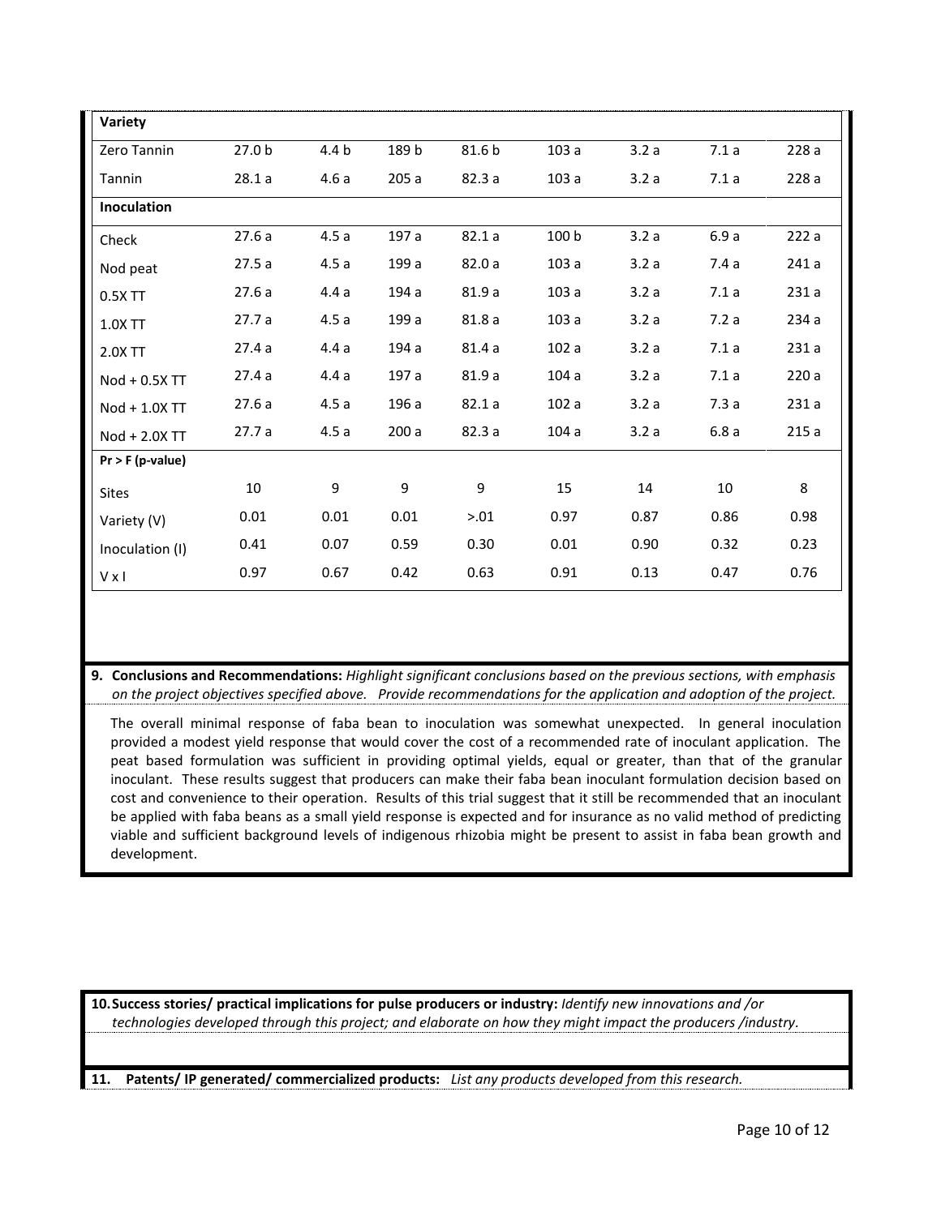| Variety | | | | | | | | |
|---|---|---|---|---|---|---|---|---|
| Zero Tannin | 27.0 b | 4.4 b | 189 b | 81.6 b | 103 a | 3.2 a | 7.1 a | 228 a |
| Tannin | 28.1 a | 4.6 a | 205 a | 82.3 a | 103 a | 3.2 a | 7.1 a | 228 a |
| **Inoculation** | | | | | | | | |
| Check | 27.6 a | 4.5 a | 197 a | 82.1 a | 100 b | 3.2 a | 6.9 a | 222 a |
| Nod peat | 27.5 a | 4.5 a | 199 a | 82.0 a | 103 a | 3.2 a | 7.4 a | 241 a |
| 0.5X TT | 27.6 a | 4.4 a | 194 a | 81.9 a | 103 a | 3.2 a | 7.1 a | 231 a |
| 1.0X TT | 27.7 a | 4.5 a | 199 a | 81.8 a | 103 a | 3.2 a | 7.2 a | 234 a |
| 2.0X TT | 27.4 a | 4.4 a | 194 a | 81.4 a | 102 a | 3.2 a | 7.1 a | 231 a |
| Nod + 0.5X TT | 27.4 a | 4.4 a | 197 a | 81.9 a | 104 a | 3.2 a | 7.1 a | 220 a |
| Nod + 1.0X TT | 27.6 a | 4.5 a | 196 a | 82.1 a | 102 a | 3.2 a | 7.3 a | 231 a |
| Nod + 2.0X TT | 27.7 a | 4.5 a | 200 a | 82.3 a | 104 a | 3.2 a | 6.8 a | 215 a |
| **Pr > F (p-value)** | | | | | | | | |
| Sites | 10 | 9 | 9 | 9 | 15 | 14 | 10 | 8 |
| Variety (V) | 0.01 | 0.01 | 0.01 | >.01 | 0.97 | 0.87 | 0.86 | 0.98 |
| Inoculation (I) | 0.41 | 0.07 | 0.59 | 0.30 | 0.01 | 0.90 | 0.32 | 0.23 |
| V x I | 0.97 | 0.67 | 0.42 | 0.63 | 0.91 | 0.13 | 0.47 | 0.76 |

**9. Conclusions and Recommendations:** *Highlight significant conclusions based on the previous sections, with emphasis on the project objectives specified above. Provide recommendations for the application and adoption of the project.*

The overall minimal response of faba bean to inoculation was somewhat unexpected. In general inoculation provided a modest yield response that would cover the cost of a recommended rate of inoculant application. The peat based formulation was sufficient in providing optimal yields, equal or greater, than that of the granular inoculant. These results suggest that producers can make their faba bean inoculant formulation decision based on cost and convenience to their operation. Results of this trial suggest that it still be recommended that an inoculant be applied with faba beans as a small yield response is expected and for insurance as no valid method of predicting viable and sufficient background levels of indigenous rhizobia might be present to assist in faba bean growth and development.

**10. Success stories/ practical implications for pulse producers or industry:** *Identify new innovations and /or technologies developed through this project; and elaborate on how they might impact the producers /industry.*

**11. Patents/ IP generated/ commercialized products:** *List any products developed from this research.*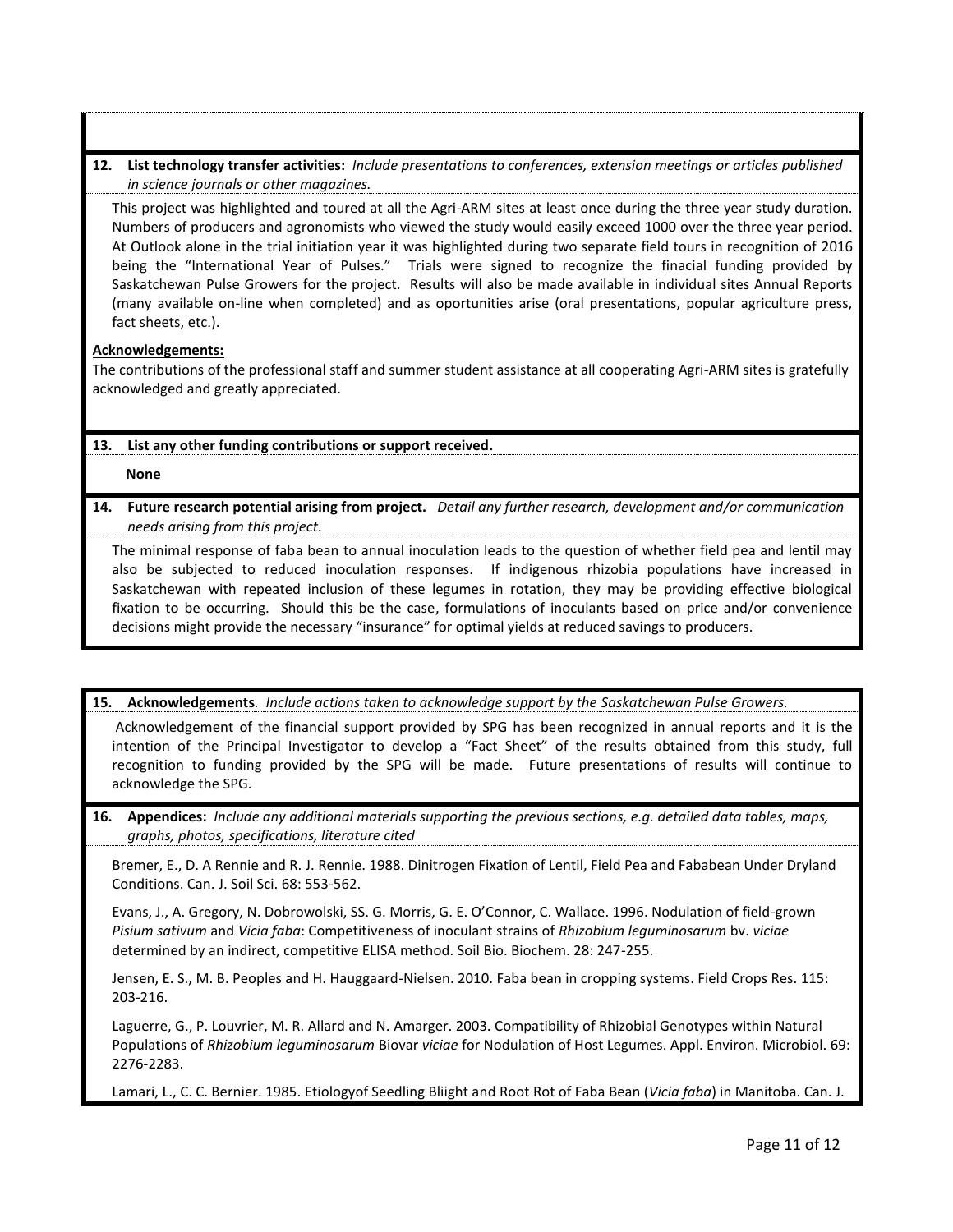**12. List technology transfer activities:** *Include presentations to conferences, extension meetings or articles published in science journals or other magazines.*

This project was highlighted and toured at all the Agri-ARM sites at least once during the three year study duration. Numbers of producers and agronomists who viewed the study would easily exceed 1000 over the three year period. At Outlook alone in the trial initiation year it was highlighted during two separate field tours in recognition of 2016 being the "International Year of Pulses." Trials were signed to recognize the finacial funding provided by Saskatchewan Pulse Growers for the project. Results will also be made available in individual sites Annual Reports (many available on-line when completed) and as oportunities arise (oral presentations, popular agriculture press, fact sheets, etc.).

**Acknowledgements:**

The contributions of the professional staff and summer student assistance at all cooperating Agri-ARM sites is gratefully acknowledged and greatly appreciated.

**13. List any other funding contributions or support received.**

**None**

**14. Future research potential arising from project.** *Detail any further research, development and/or communication needs arising from this project.*

The minimal response of faba bean to annual inoculation leads to the question of whether field pea and lentil may also be subjected to reduced inoculation responses. If indigenous rhizobia populations have increased in Saskatchewan with repeated inclusion of these legumes in rotation, they may be providing effective biological fixation to be occurring. Should this be the case, formulations of inoculants based on price and/or convenience decisions might provide the necessary "insurance" for optimal yields at reduced savings to producers.

**15. Acknowledgements***. Include actions taken to acknowledge support by the Saskatchewan Pulse Growers.*

Acknowledgement of the financial support provided by SPG has been recognized in annual reports and it is the intention of the Principal Investigator to develop a "Fact Sheet" of the results obtained from this study, full recognition to funding provided by the SPG will be made. Future presentations of results will continue to acknowledge the SPG.

**16. Appendices:** *Include any additional materials supporting the previous sections, e.g. detailed data tables, maps, graphs, photos, specifications, literature cited*

Bremer, E., D. A Rennie and R. J. Rennie. 1988. Dinitrogen Fixation of Lentil, Field Pea and Fababean Under Dryland Conditions. Can. J. Soil Sci. 68: 553-562.

Evans, J., A. Gregory, N. Dobrowolski, SS. G. Morris, G. E. O'Connor, C. Wallace. 1996. Nodulation of field-grown *Pisium sativum* and *Vicia faba*: Competitiveness of inoculant strains of *Rhizobium leguminosarum* bv. *viciae* determined by an indirect, competitive ELISA method. Soil Bio. Biochem. 28: 247-255.

Jensen, E. S., M. B. Peoples and H. Hauggaard-Nielsen. 2010. Faba bean in cropping systems. Field Crops Res. 115: 203-216.

Laguerre, G., P. Louvrier, M. R. Allard and N. Amarger. 2003. Compatibility of Rhizobial Genotypes within Natural Populations of *Rhizobium leguminosarum* Biovar *viciae* for Nodulation of Host Legumes. Appl. Environ. Microbiol. 69: 2276-2283.

Lamari, L., C. C. Bernier. 1985. Etiologyof Seedling Bliight and Root Rot of Faba Bean (*Vicia faba*) in Manitoba. Can. J.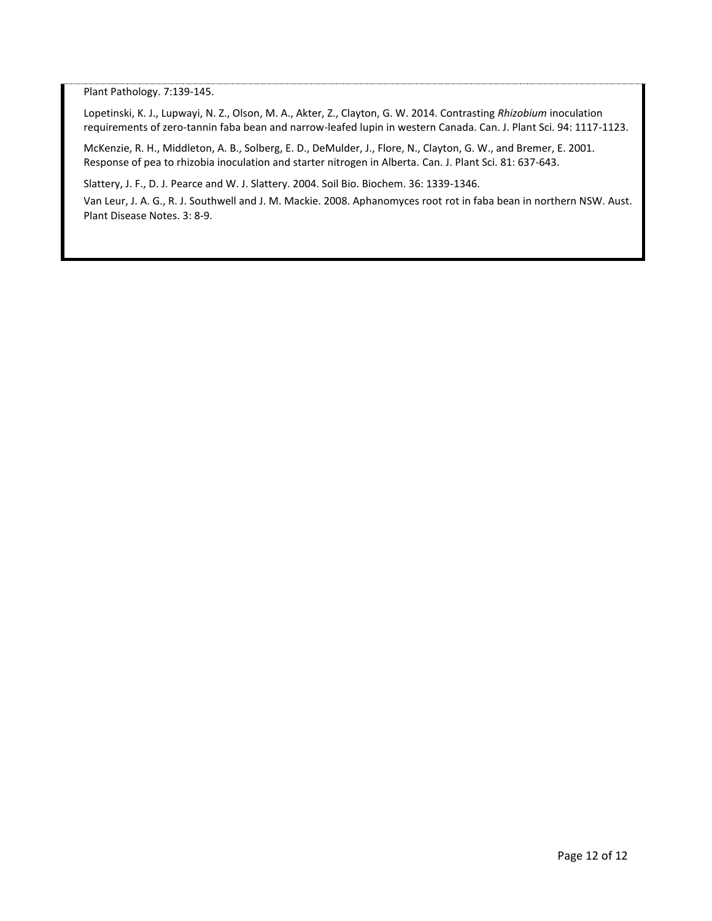Plant Pathology. 7:139-145.

Lopetinski, K. J., Lupwayi, N. Z., Olson, M. A., Akter, Z., Clayton, G. W. 2014. Contrasting *Rhizobium* inoculation requirements of zero-tannin faba bean and narrow-leafed lupin in western Canada. Can. J. Plant Sci. 94: 1117-1123.

McKenzie, R. H., Middleton, A. B., Solberg, E. D., DeMulder, J., Flore, N., Clayton, G. W., and Bremer, E. 2001. Response of pea to rhizobia inoculation and starter nitrogen in Alberta. Can. J. Plant Sci. 81: 637-643.

Slattery, J. F., D. J. Pearce and W. J. Slattery. 2004. Soil Bio. Biochem. 36: 1339-1346.

Van Leur, J. A. G., R. J. Southwell and J. M. Mackie. 2008. Aphanomyces root rot in faba bean in northern NSW. Aust. Plant Disease Notes. 3: 8-9.